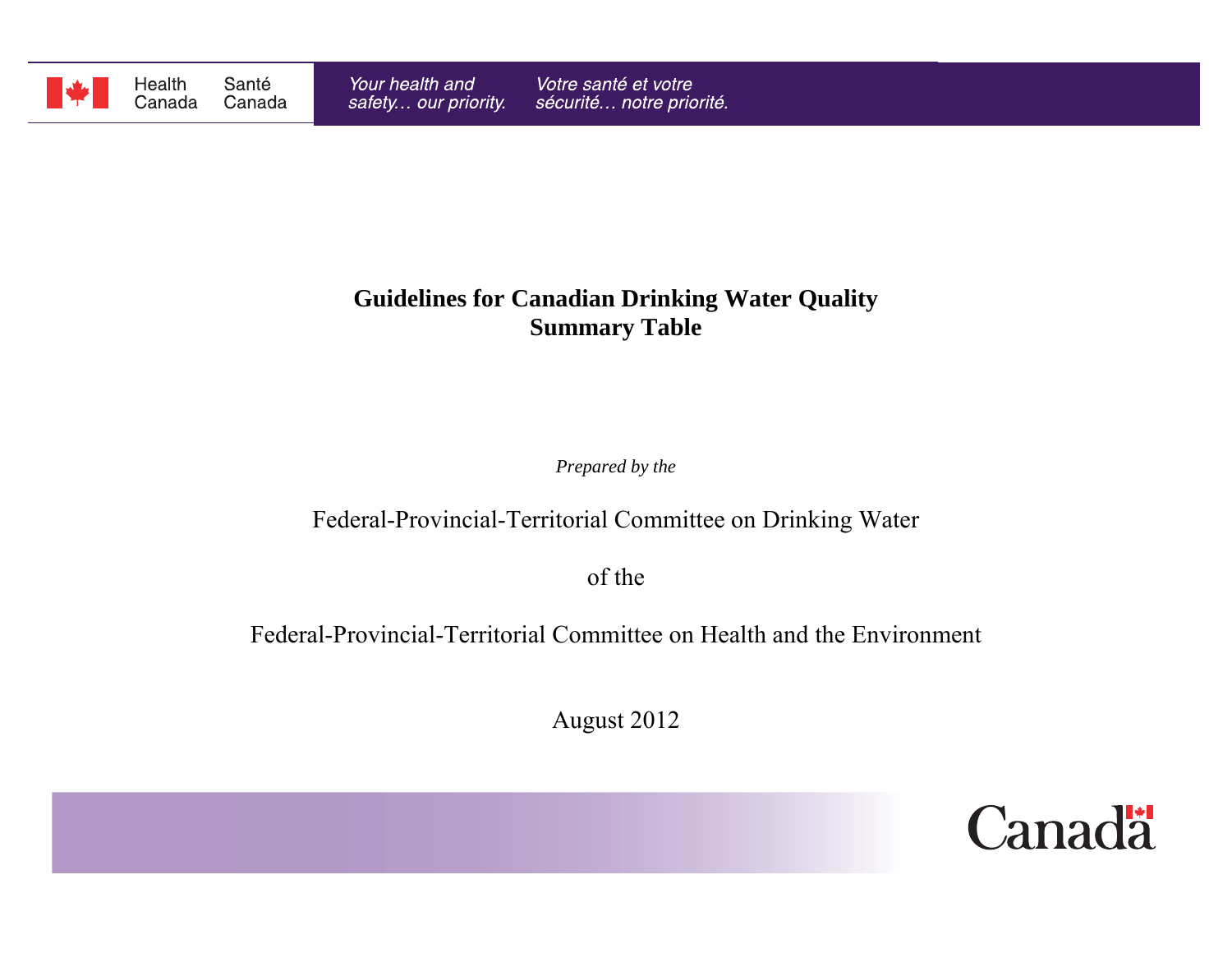Health Canada Santé Canada

*Your health and safety… our priority.* *Votre santé et votre sécurité… notre priorité.*

# Guidelines for Canadian Drinking Water Quality
# Summary Table

*Prepared by the*

Federal-Provincial-Territorial Committee on Drinking Water

of the

Federal-Provincial-Territorial Committee on Health and the Environment

August 2012

Canada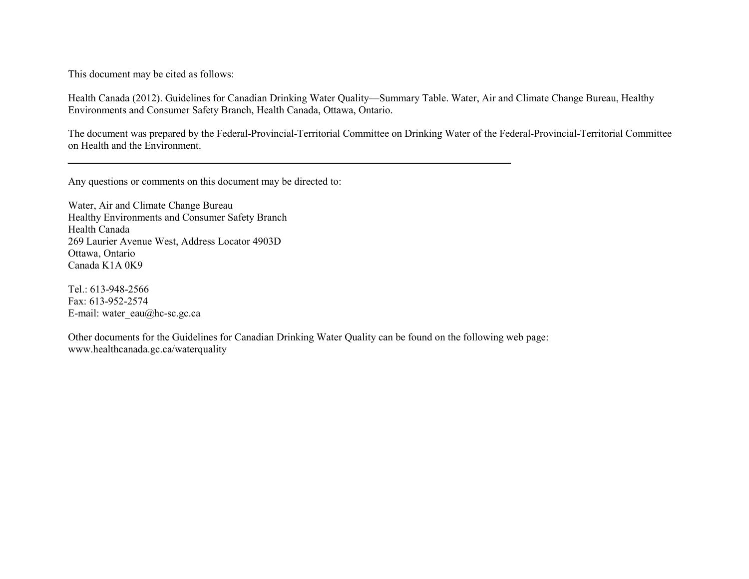This document may be cited as follows:

Health Canada (2012). Guidelines for Canadian Drinking Water Quality—Summary Table. Water, Air and Climate Change Bureau, Healthy Environments and Consumer Safety Branch, Health Canada, Ottawa, Ontario.

The document was prepared by the Federal-Provincial-Territorial Committee on Drinking Water of the Federal-Provincial-Territorial Committee on Health and the Environment.

---

Any questions or comments on this document may be directed to:

Water, Air and Climate Change Bureau
Healthy Environments and Consumer Safety Branch
Health Canada
269 Laurier Avenue West, Address Locator 4903D
Ottawa, Ontario
Canada K1A 0K9

Tel.: 613-948-2566
Fax: 613-952-2574
E-mail: water_eau@hc-sc.gc.ca

Other documents for the Guidelines for Canadian Drinking Water Quality can be found on the following web page:
www.healthcanada.gc.ca/waterquality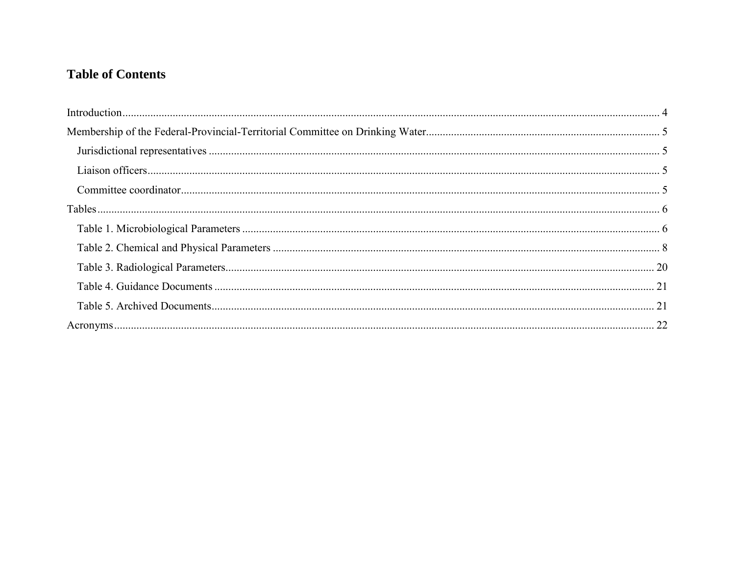## Table of Contents

- Introduction ..... 4
- Membership of the Federal-Provincial-Territorial Committee on Drinking Water ..... 5
  - Jurisdictional representatives ..... 5
  - Liaison officers ..... 5
  - Committee coordinator ..... 5
- Tables ..... 6
  - Table 1. Microbiological Parameters ..... 6
  - Table 2. Chemical and Physical Parameters ..... 8
  - Table 3. Radiological Parameters ..... 20
  - Table 4. Guidance Documents ..... 21
  - Table 5. Archived Documents ..... 21
- Acronyms ..... 22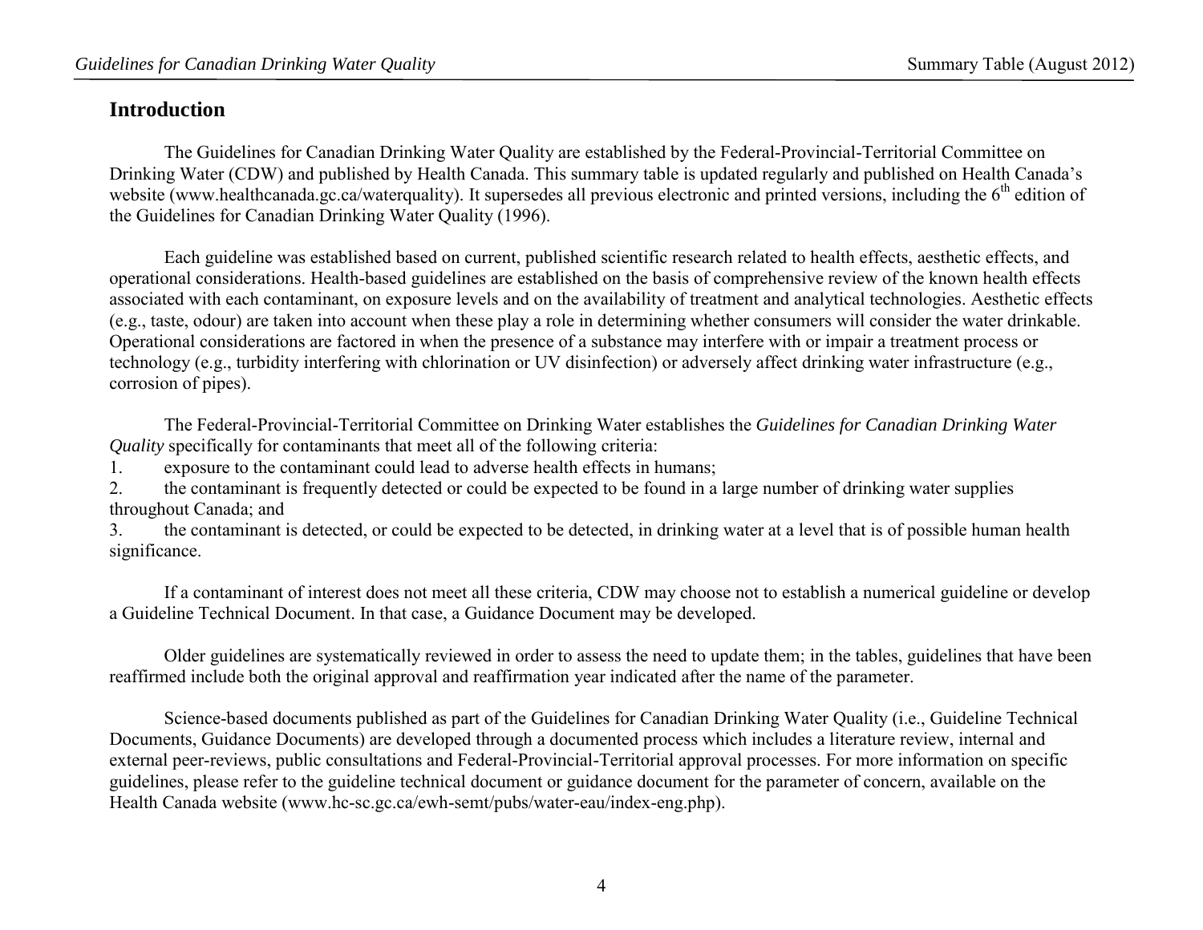## Introduction

The Guidelines for Canadian Drinking Water Quality are established by the Federal-Provincial-Territorial Committee on Drinking Water (CDW) and published by Health Canada. This summary table is updated regularly and published on Health Canada's website (www.healthcanada.gc.ca/waterquality). It supersedes all previous electronic and printed versions, including the 6th edition of the Guidelines for Canadian Drinking Water Quality (1996).

Each guideline was established based on current, published scientific research related to health effects, aesthetic effects, and operational considerations. Health-based guidelines are established on the basis of comprehensive review of the known health effects associated with each contaminant, on exposure levels and on the availability of treatment and analytical technologies. Aesthetic effects (e.g., taste, odour) are taken into account when these play a role in determining whether consumers will consider the water drinkable. Operational considerations are factored in when the presence of a substance may interfere with or impair a treatment process or technology (e.g., turbidity interfering with chlorination or UV disinfection) or adversely affect drinking water infrastructure (e.g., corrosion of pipes).

The Federal-Provincial-Territorial Committee on Drinking Water establishes the *Guidelines for Canadian Drinking Water Quality* specifically for contaminants that meet all of the following criteria:

1. exposure to the contaminant could lead to adverse health effects in humans;
2. the contaminant is frequently detected or could be expected to be found in a large number of drinking water supplies throughout Canada; and
3. the contaminant is detected, or could be expected to be detected, in drinking water at a level that is of possible human health significance.

If a contaminant of interest does not meet all these criteria, CDW may choose not to establish a numerical guideline or develop a Guideline Technical Document. In that case, a Guidance Document may be developed.

Older guidelines are systematically reviewed in order to assess the need to update them; in the tables, guidelines that have been reaffirmed include both the original approval and reaffirmation year indicated after the name of the parameter.

Science-based documents published as part of the Guidelines for Canadian Drinking Water Quality (i.e., Guideline Technical Documents, Guidance Documents) are developed through a documented process which includes a literature review, internal and external peer-reviews, public consultations and Federal-Provincial-Territorial approval processes. For more information on specific guidelines, please refer to the guideline technical document or guidance document for the parameter of concern, available on the Health Canada website (www.hc-sc.gc.ca/ewh-semt/pubs/water-eau/index-eng.php).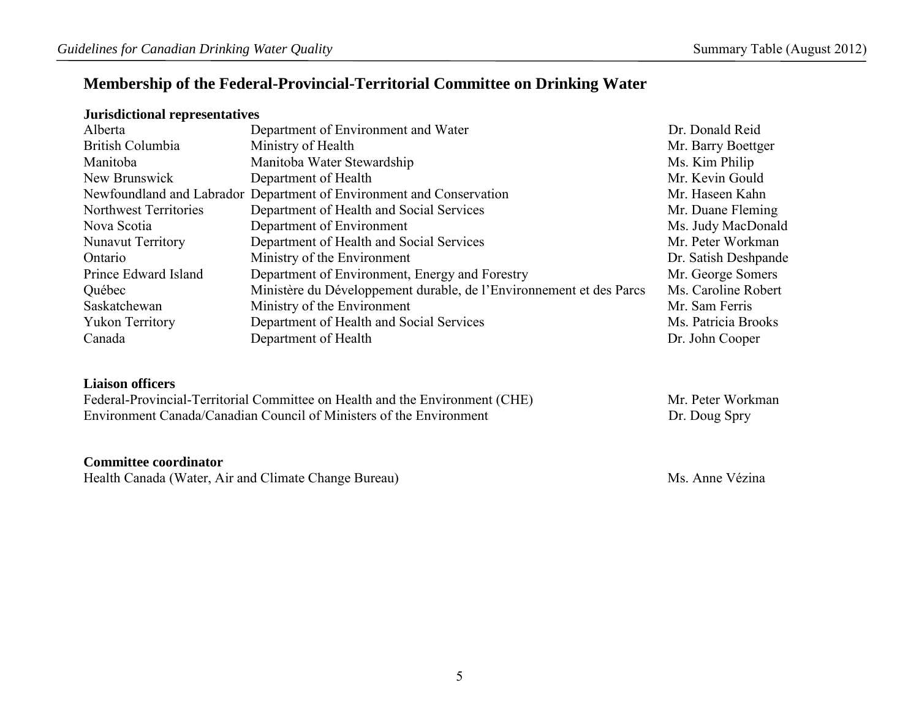## Membership of the Federal-Provincial-Territorial Committee on Drinking Water

**Jurisdictional representatives**

| | | |
|---|---|---|
| Alberta | Department of Environment and Water | Dr. Donald Reid |
| British Columbia | Ministry of Health | Mr. Barry Boettger |
| Manitoba | Manitoba Water Stewardship | Ms. Kim Philip |
| New Brunswick | Department of Health | Mr. Kevin Gould |
| Newfoundland and Labrador | Department of Environment and Conservation | Mr. Haseen Kahn |
| Northwest Territories | Department of Health and Social Services | Mr. Duane Fleming |
| Nova Scotia | Department of Environment | Ms. Judy MacDonald |
| Nunavut Territory | Department of Health and Social Services | Mr. Peter Workman |
| Ontario | Ministry of the Environment | Dr. Satish Deshpande |
| Prince Edward Island | Department of Environment, Energy and Forestry | Mr. George Somers |
| Québec | Ministère du Développement durable, de l'Environnement et des Parcs | Ms. Caroline Robert |
| Saskatchewan | Ministry of the Environment | Mr. Sam Ferris |
| Yukon Territory | Department of Health and Social Services | Ms. Patricia Brooks |
| Canada | Department of Health | Dr. John Cooper |

**Liaison officers**

| | |
|---|---|
| Federal-Provincial-Territorial Committee on Health and the Environment (CHE) | Mr. Peter Workman |
| Environment Canada/Canadian Council of Ministers of the Environment | Dr. Doug Spry |

**Committee coordinator**

| | |
|---|---|
| Health Canada (Water, Air and Climate Change Bureau) | Ms. Anne Vézina |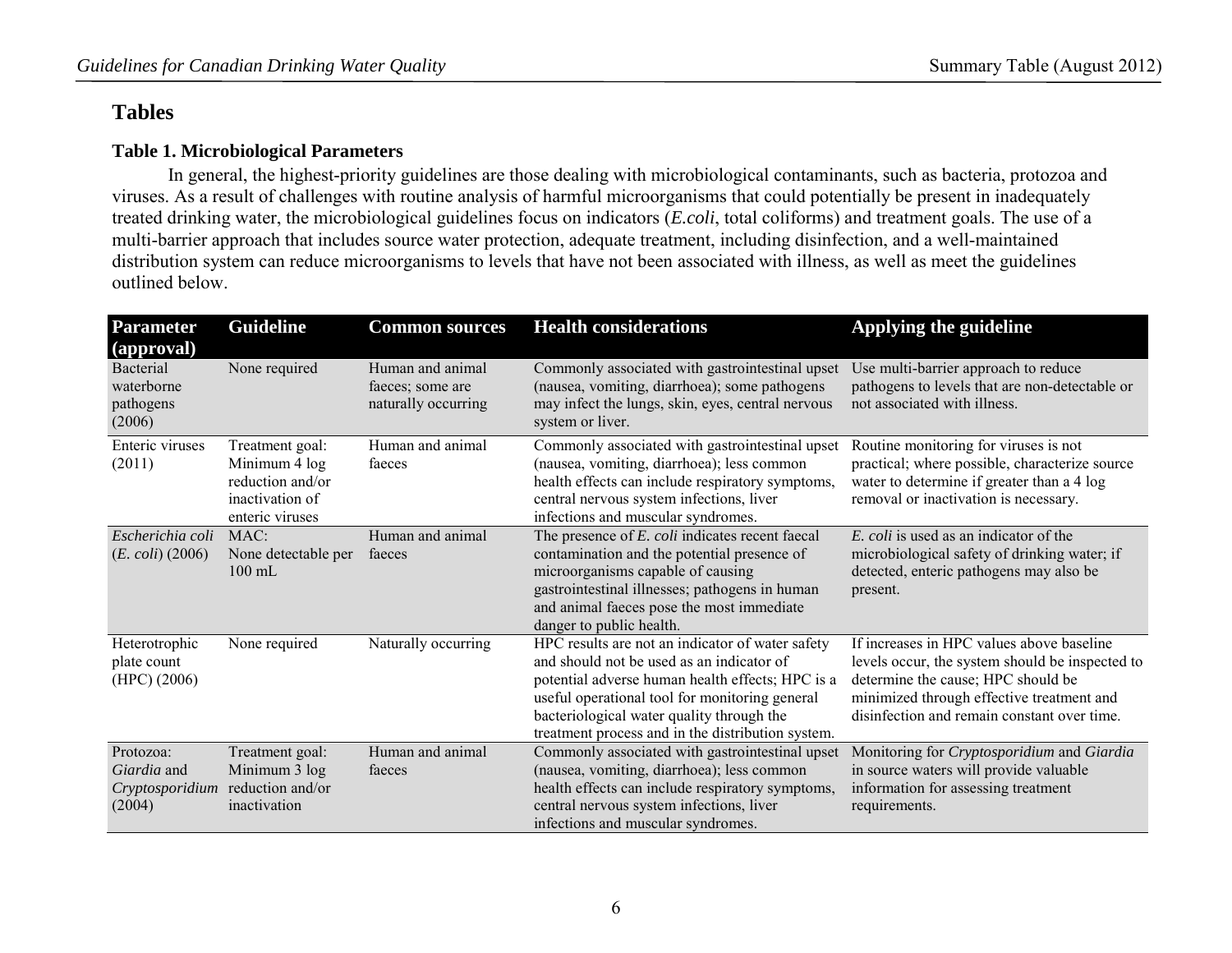## Tables

### Table 1. Microbiological Parameters

In general, the highest-priority guidelines are those dealing with microbiological contaminants, such as bacteria, protozoa and viruses. As a result of challenges with routine analysis of harmful microorganisms that could potentially be present in inadequately treated drinking water, the microbiological guidelines focus on indicators (*E.coli*, total coliforms) and treatment goals. The use of a multi-barrier approach that includes source water protection, adequate treatment, including disinfection, and a well-maintained distribution system can reduce microorganisms to levels that have not been associated with illness, as well as meet the guidelines outlined below.

| Parameter (approval) | Guideline | Common sources | Health considerations | Applying the guideline |
|---|---|---|---|---|
| Bacterial waterborne pathogens (2006) | None required | Human and animal faeces; some are naturally occurring | Commonly associated with gastrointestinal upset (nausea, vomiting, diarrhoea); some pathogens may infect the lungs, skin, eyes, central nervous system or liver. | Use multi-barrier approach to reduce pathogens to levels that are non-detectable or not associated with illness. |
| Enteric viruses (2011) | Treatment goal: Minimum 4 log reduction and/or inactivation of enteric viruses | Human and animal faeces | Commonly associated with gastrointestinal upset (nausea, vomiting, diarrhoea); less common health effects can include respiratory symptoms, central nervous system infections, liver infections and muscular syndromes. | Routine monitoring for viruses is not practical; where possible, characterize source water to determine if greater than a 4 log removal or inactivation is necessary. |
| *Escherichia coli* (*E. coli*) (2006) | MAC: None detectable per 100 mL | Human and animal faeces | The presence of *E. coli* indicates recent faecal contamination and the potential presence of microorganisms capable of causing gastrointestinal illnesses; pathogens in human and animal faeces pose the most immediate danger to public health. | *E. coli* is used as an indicator of the microbiological safety of drinking water; if detected, enteric pathogens may also be present. |
| Heterotrophic plate count (HPC) (2006) | None required | Naturally occurring | HPC results are not an indicator of water safety and should not be used as an indicator of potential adverse human health effects; HPC is a useful operational tool for monitoring general bacteriological water quality through the treatment process and in the distribution system. | If increases in HPC values above baseline levels occur, the system should be inspected to determine the cause; HPC should be minimized through effective treatment and disinfection and remain constant over time. |
| Protozoa: *Giardia* and *Cryptosporidium* (2004) | Treatment goal: Minimum 3 log reduction and/or inactivation | Human and animal faeces | Commonly associated with gastrointestinal upset (nausea, vomiting, diarrhoea); less common health effects can include respiratory symptoms, central nervous system infections, liver infections and muscular syndromes. | Monitoring for *Cryptosporidium* and *Giardia* in source waters will provide valuable information for assessing treatment requirements. |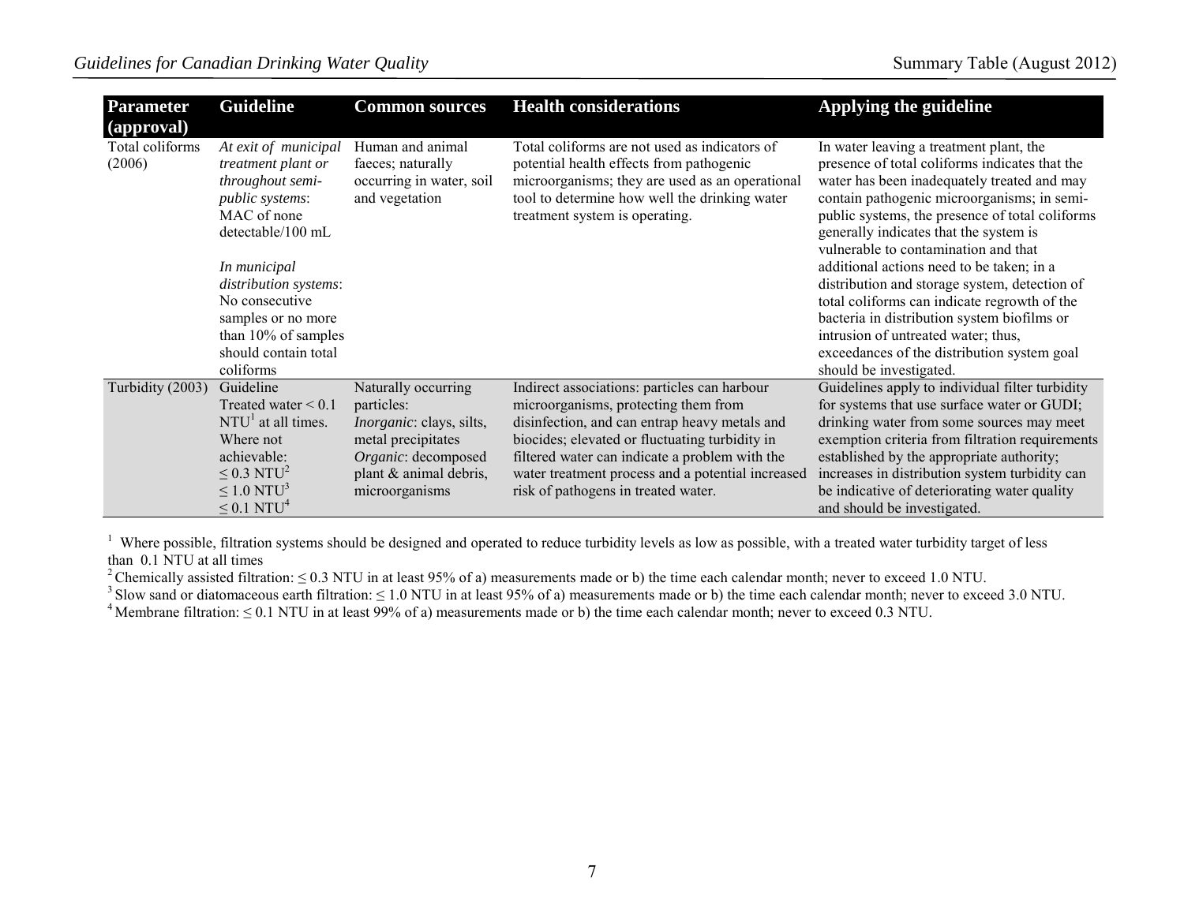| Parameter (approval) | Guideline | Common sources | Health considerations | Applying the guideline |
|---|---|---|---|---|
| Total coliforms (2006) | *At exit of municipal treatment plant or throughout semi-public systems*: MAC of none detectable/100 mL<br><br>*In municipal distribution systems*: No consecutive samples or no more than 10% of samples should contain total coliforms | Human and animal faeces; naturally occurring in water, soil and vegetation | Total coliforms are not used as indicators of potential health effects from pathogenic microorganisms; they are used as an operational tool to determine how well the drinking water treatment system is operating. | In water leaving a treatment plant, the presence of total coliforms indicates that the water has been inadequately treated and may contain pathogenic microorganisms; in semi-public systems, the presence of total coliforms generally indicates that the system is vulnerable to contamination and that additional actions need to be taken; in a distribution and storage system, detection of total coliforms can indicate regrowth of the bacteria in distribution system biofilms or intrusion of untreated water; thus, exceedances of the distribution system goal should be investigated. |
| Turbidity (2003) | Guideline Treated water < 0.1 NTU[1] at all times. Where not achievable:<br>≤ 0.3 NTU[2]<br>≤ 1.0 NTU[3]<br>≤ 0.1 NTU[4] | Naturally occurring particles:<br>*Inorganic*: clays, silts, metal precipitates<br>*Organic*: decomposed plant & animal debris, microorganisms | Indirect associations: particles can harbour microorganisms, protecting them from disinfection, and can entrap heavy metals and biocides; elevated or fluctuating turbidity in filtered water can indicate a problem with the water treatment process and a potential increased risk of pathogens in treated water. | Guidelines apply to individual filter turbidity for systems that use surface water or GUDI; drinking water from some sources may meet exemption criteria from filtration requirements established by the appropriate authority; increases in distribution system turbidity can be indicative of deteriorating water quality and should be investigated. |

[1] Where possible, filtration systems should be designed and operated to reduce turbidity levels as low as possible, with a treated water turbidity target of less than 0.1 NTU at all times

[2] Chemically assisted filtration: ≤ 0.3 NTU in at least 95% of a) measurements made or b) the time each calendar month; never to exceed 1.0 NTU.

[3] Slow sand or diatomaceous earth filtration: ≤ 1.0 NTU in at least 95% of a) measurements made or b) the time each calendar month; never to exceed 3.0 NTU.

[4] Membrane filtration: ≤ 0.1 NTU in at least 99% of a) measurements made or b) the time each calendar month; never to exceed 0.3 NTU.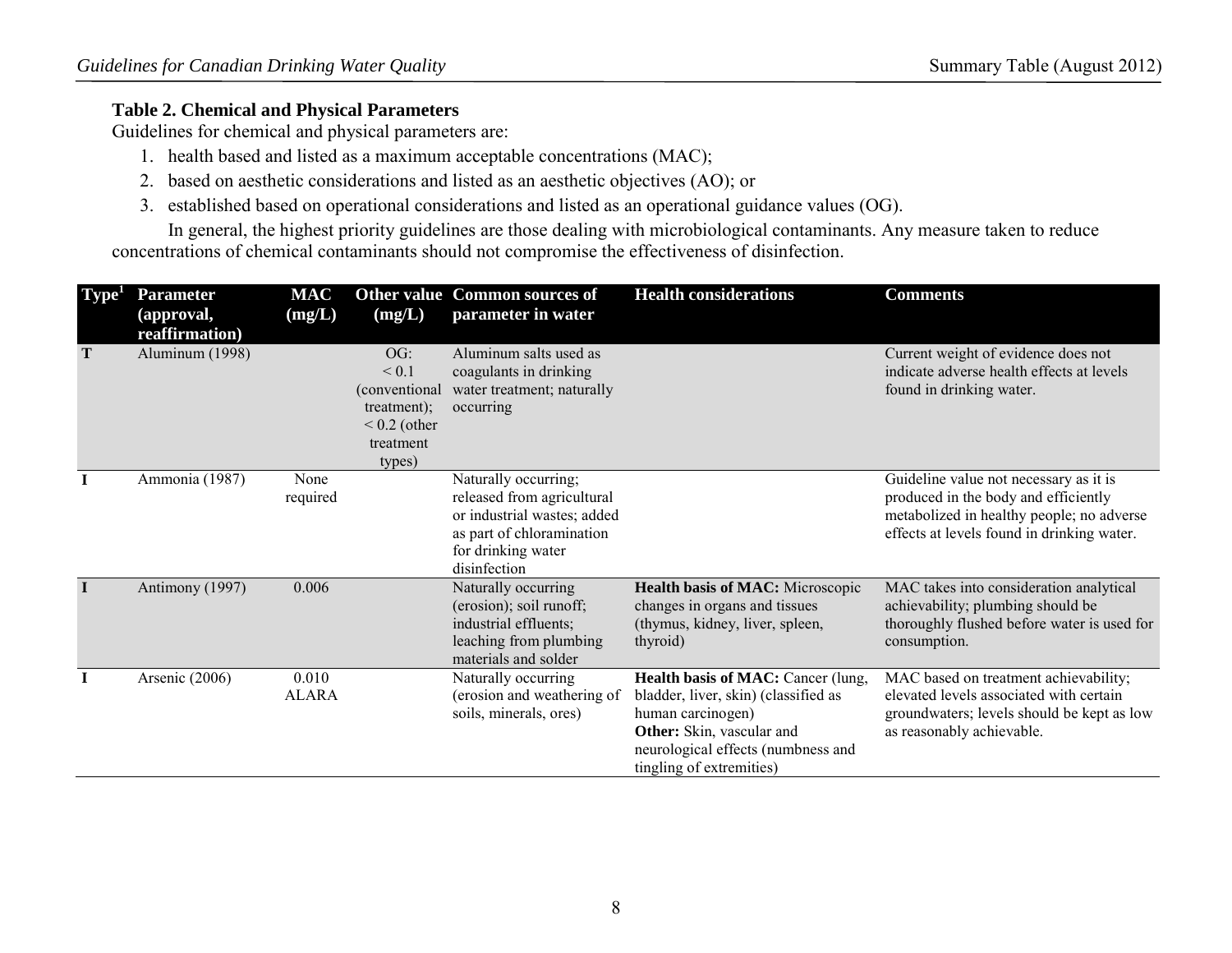### Table 2. Chemical and Physical Parameters

Guidelines for chemical and physical parameters are:

1. health based and listed as a maximum acceptable concentrations (MAC);
2. based on aesthetic considerations and listed as an aesthetic objectives (AO); or
3. established based on operational considerations and listed as an operational guidance values (OG).

In general, the highest priority guidelines are those dealing with microbiological contaminants. Any measure taken to reduce concentrations of chemical contaminants should not compromise the effectiveness of disinfection.

| Type[1] | Parameter (approval, reaffirmation) | MAC (mg/L) | Other value (mg/L) | Common sources of parameter in water | Health considerations | Comments |
|---|---|---|---|---|---|---|
| **T** | Aluminum (1998) | | OG: < 0.1 (conventional treatment); < 0.2 (other treatment types) | Aluminum salts used as coagulants in drinking water treatment; naturally occurring | | Current weight of evidence does not indicate adverse health effects at levels found in drinking water. |
| **I** | Ammonia (1987) | None required | | Naturally occurring; released from agricultural or industrial wastes; added as part of chloramination for drinking water disinfection | | Guideline value not necessary as it is produced in the body and efficiently metabolized in healthy people; no adverse effects at levels found in drinking water. |
| **I** | Antimony (1997) | 0.006 | | Naturally occurring (erosion); soil runoff; industrial effluents; leaching from plumbing materials and solder | **Health basis of MAC:** Microscopic changes in organs and tissues (thymus, kidney, liver, spleen, thyroid) | MAC takes into consideration analytical achievability; plumbing should be thoroughly flushed before water is used for consumption. |
| **I** | Arsenic (2006) | 0.010 ALARA | | Naturally occurring (erosion and weathering of soils, minerals, ores) | **Health basis of MAC:** Cancer (lung, bladder, liver, skin) (classified as human carcinogen) **Other:** Skin, vascular and neurological effects (numbness and tingling of extremities) | MAC based on treatment achievability; elevated levels associated with certain groundwaters; levels should be kept as low as reasonably achievable. |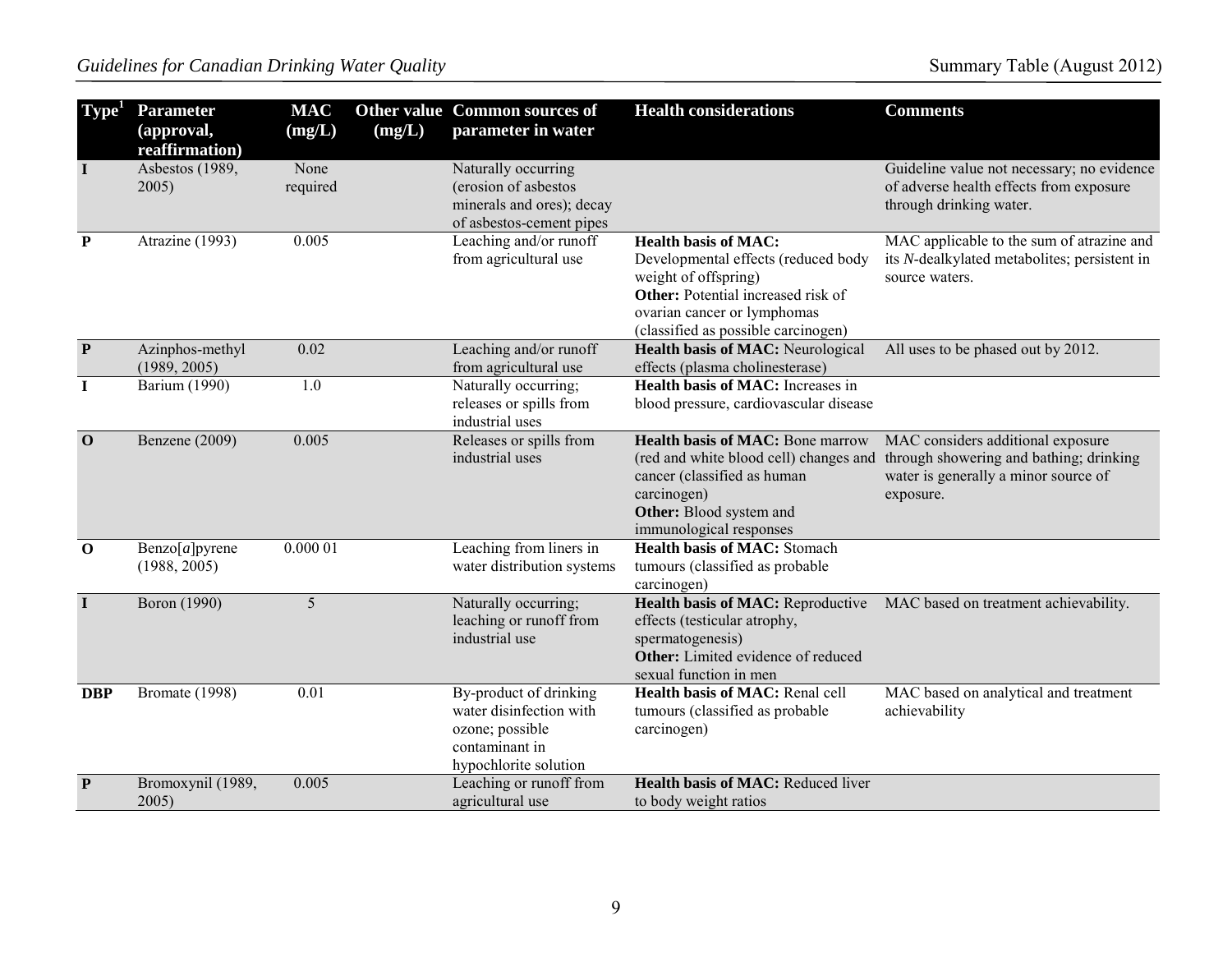| Type[1] | Parameter (approval, reaffirmation) | MAC (mg/L) | Other value (mg/L) | Common sources of parameter in water | Health considerations | Comments |
|---|---|---|---|---|---|---|
| **I** | Asbestos (1989, 2005) | None required | | Naturally occurring (erosion of asbestos minerals and ores); decay of asbestos-cement pipes | | Guideline value not necessary; no evidence of adverse health effects from exposure through drinking water. |
| **P** | Atrazine (1993) | 0.005 | | Leaching and/or runoff from agricultural use | **Health basis of MAC:** Developmental effects (reduced body weight of offspring) **Other:** Potential increased risk of ovarian cancer or lymphomas (classified as possible carcinogen) | MAC applicable to the sum of atrazine and its *N*-dealkylated metabolites; persistent in source waters. |
| **P** | Azinphos-methyl (1989, 2005) | 0.02 | | Leaching and/or runoff from agricultural use | **Health basis of MAC:** Neurological effects (plasma cholinesterase) | All uses to be phased out by 2012. |
| **I** | Barium (1990) | 1.0 | | Naturally occurring; releases or spills from industrial uses | **Health basis of MAC:** Increases in blood pressure, cardiovascular disease | |
| **O** | Benzene (2009) | 0.005 | | Releases or spills from industrial uses | **Health basis of MAC:** Bone marrow (red and white blood cell) changes and cancer (classified as human carcinogen) **Other:** Blood system and immunological responses | MAC considers additional exposure through showering and bathing; drinking water is generally a minor source of exposure. |
| **O** | Benzo[*a*]pyrene (1988, 2005) | 0.000 01 | | Leaching from liners in water distribution systems | **Health basis of MAC:** Stomach tumours (classified as probable carcinogen) | |
| **I** | Boron (1990) | 5 | | Naturally occurring; leaching or runoff from industrial use | **Health basis of MAC:** Reproductive effects (testicular atrophy, spermatogenesis) **Other:** Limited evidence of reduced sexual function in men | MAC based on treatment achievability. |
| **DBP** | Bromate (1998) | 0.01 | | By-product of drinking water disinfection with ozone; possible contaminant in hypochlorite solution | **Health basis of MAC:** Renal cell tumours (classified as probable carcinogen) | MAC based on analytical and treatment achievability |
| **P** | Bromoxynil (1989, 2005) | 0.005 | | Leaching or runoff from agricultural use | **Health basis of MAC:** Reduced liver to body weight ratios | |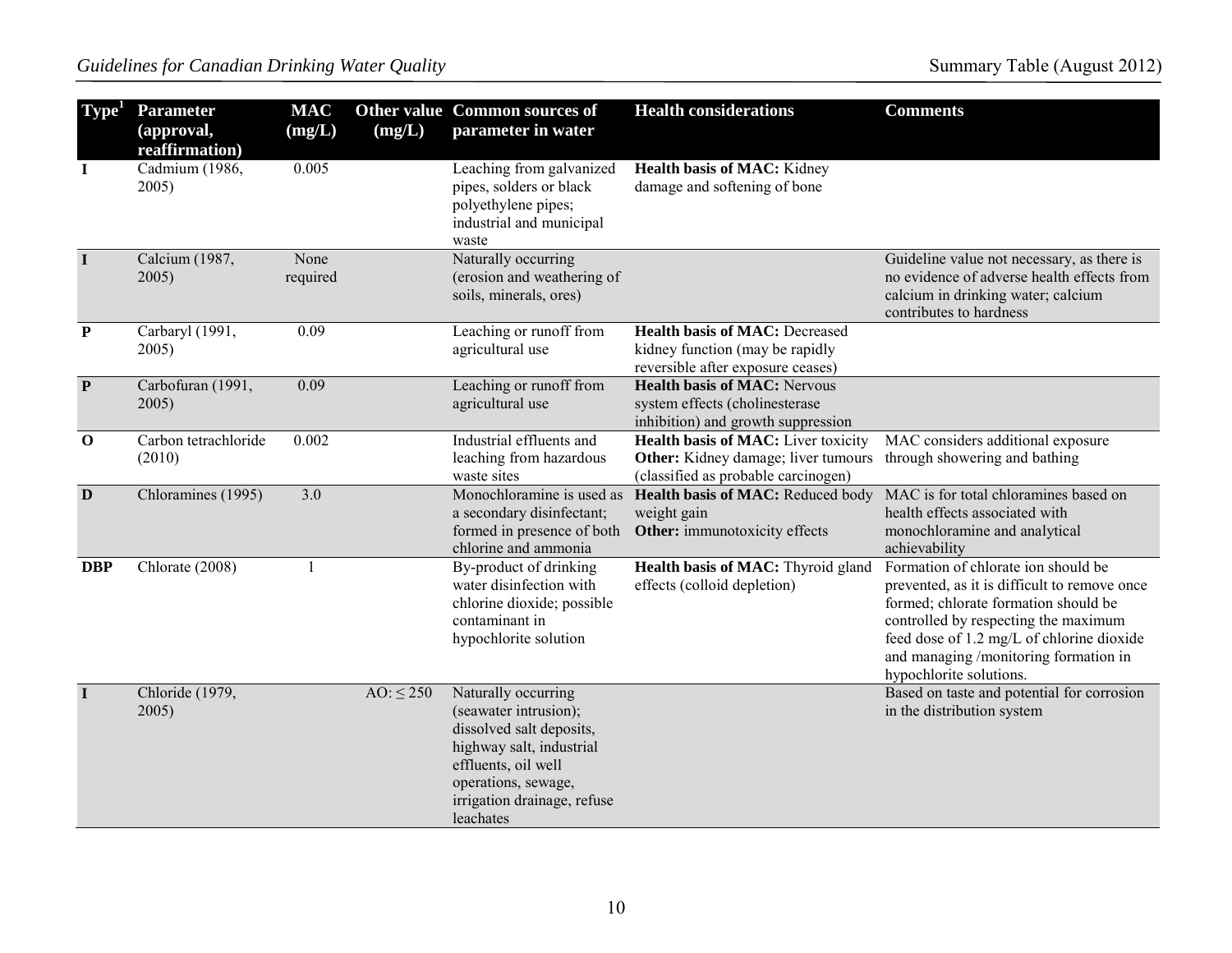| Type[1] | Parameter (approval, reaffirmation) | MAC (mg/L) | Other value (mg/L) | Common sources of parameter in water | Health considerations | Comments |
|---|---|---|---|---|---|---|
| I | Cadmium (1986, 2005) | 0.005 | | Leaching from galvanized pipes, solders or black polyethylene pipes; industrial and municipal waste | **Health basis of MAC:** Kidney damage and softening of bone | |
| I | Calcium (1987, 2005) | None required | | Naturally occurring (erosion and weathering of soils, minerals, ores) | | Guideline value not necessary, as there is no evidence of adverse health effects from calcium in drinking water; calcium contributes to hardness |
| P | Carbaryl (1991, 2005) | 0.09 | | Leaching or runoff from agricultural use | **Health basis of MAC:** Decreased kidney function (may be rapidly reversible after exposure ceases) | |
| P | Carbofuran (1991, 2005) | 0.09 | | Leaching or runoff from agricultural use | **Health basis of MAC:** Nervous system effects (cholinesterase inhibition) and growth suppression | |
| O | Carbon tetrachloride (2010) | 0.002 | | Industrial effluents and leaching from hazardous waste sites | **Health basis of MAC:** Liver toxicity **Other:** Kidney damage; liver tumours (classified as probable carcinogen) | MAC considers additional exposure through showering and bathing |
| D | Chloramines (1995) | 3.0 | | Monochloramine is used as a secondary disinfectant; formed in presence of both chlorine and ammonia | **Health basis of MAC:** Reduced body weight gain **Other:** immunotoxicity effects | MAC is for total chloramines based on health effects associated with monochloramine and analytical achievability |
| DBP | Chlorate (2008) | 1 | | By-product of drinking water disinfection with chlorine dioxide; possible contaminant in hypochlorite solution | **Health basis of MAC:** Thyroid gland effects (colloid depletion) | Formation of chlorate ion should be prevented, as it is difficult to remove once formed; chlorate formation should be controlled by respecting the maximum feed dose of 1.2 mg/L of chlorine dioxide and managing /monitoring formation in hypochlorite solutions. |
| I | Chloride (1979, 2005) | | AO: ≤ 250 | Naturally occurring (seawater intrusion); dissolved salt deposits, highway salt, industrial effluents, oil well operations, sewage, irrigation drainage, refuse leachates | | Based on taste and potential for corrosion in the distribution system |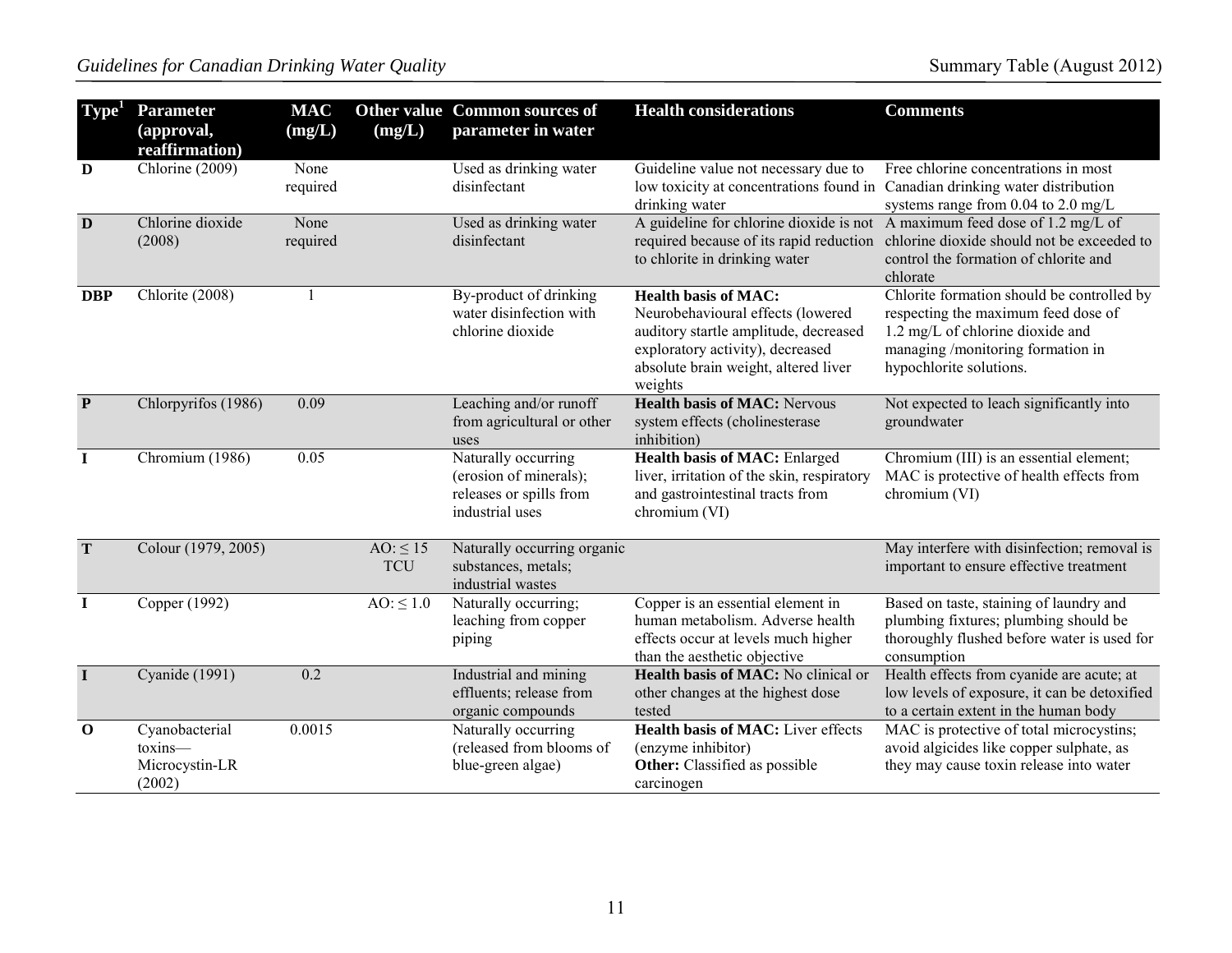| Type[1] | Parameter (approval, reaffirmation) | MAC (mg/L) | Other value (mg/L) | Common sources of parameter in water | Health considerations | Comments |
|---|---|---|---|---|---|---|
| **D** | Chlorine (2009) | None required | | Used as drinking water disinfectant | Guideline value not necessary due to low toxicity at concentrations found in drinking water | Free chlorine concentrations in most Canadian drinking water distribution systems range from 0.04 to 2.0 mg/L |
| **D** | Chlorine dioxide (2008) | None required | | Used as drinking water disinfectant | A guideline for chlorine dioxide is not required because of its rapid reduction to chlorite in drinking water | A maximum feed dose of 1.2 mg/L of chlorine dioxide should not be exceeded to control the formation of chlorite and chlorate |
| **DBP** | Chlorite (2008) | 1 | | By-product of drinking water disinfection with chlorine dioxide | **Health basis of MAC:** Neurobehavioural effects (lowered auditory startle amplitude, decreased exploratory activity), decreased absolute brain weight, altered liver weights | Chlorite formation should be controlled by respecting the maximum feed dose of 1.2 mg/L of chlorine dioxide and managing /monitoring formation in hypochlorite solutions. |
| **P** | Chlorpyrifos (1986) | 0.09 | | Leaching and/or runoff from agricultural or other uses | **Health basis of MAC:** Nervous system effects (cholinesterase inhibition) | Not expected to leach significantly into groundwater |
| **I** | Chromium (1986) | 0.05 | | Naturally occurring (erosion of minerals); releases or spills from industrial uses | **Health basis of MAC:** Enlarged liver, irritation of the skin, respiratory and gastrointestinal tracts from chromium (VI) | Chromium (III) is an essential element; MAC is protective of health effects from chromium (VI) |
| **T** | Colour (1979, 2005) | | AO: ≤ 15 TCU | Naturally occurring organic substances, metals; industrial wastes | | May interfere with disinfection; removal is important to ensure effective treatment |
| **I** | Copper (1992) | | AO: ≤ 1.0 | Naturally occurring; leaching from copper piping | Copper is an essential element in human metabolism. Adverse health effects occur at levels much higher than the aesthetic objective | Based on taste, staining of laundry and plumbing fixtures; plumbing should be thoroughly flushed before water is used for consumption |
| **I** | Cyanide (1991) | 0.2 | | Industrial and mining effluents; release from organic compounds | **Health basis of MAC:** No clinical or other changes at the highest dose tested | Health effects from cyanide are acute; at low levels of exposure, it can be detoxified to a certain extent in the human body |
| **O** | Cyanobacterial toxins—Microcystin-LR (2002) | 0.0015 | | Naturally occurring (released from blooms of blue-green algae) | **Health basis of MAC:** Liver effects (enzyme inhibitor) **Other:** Classified as possible carcinogen | MAC is protective of total microcystins; avoid algicides like copper sulphate, as they may cause toxin release into water |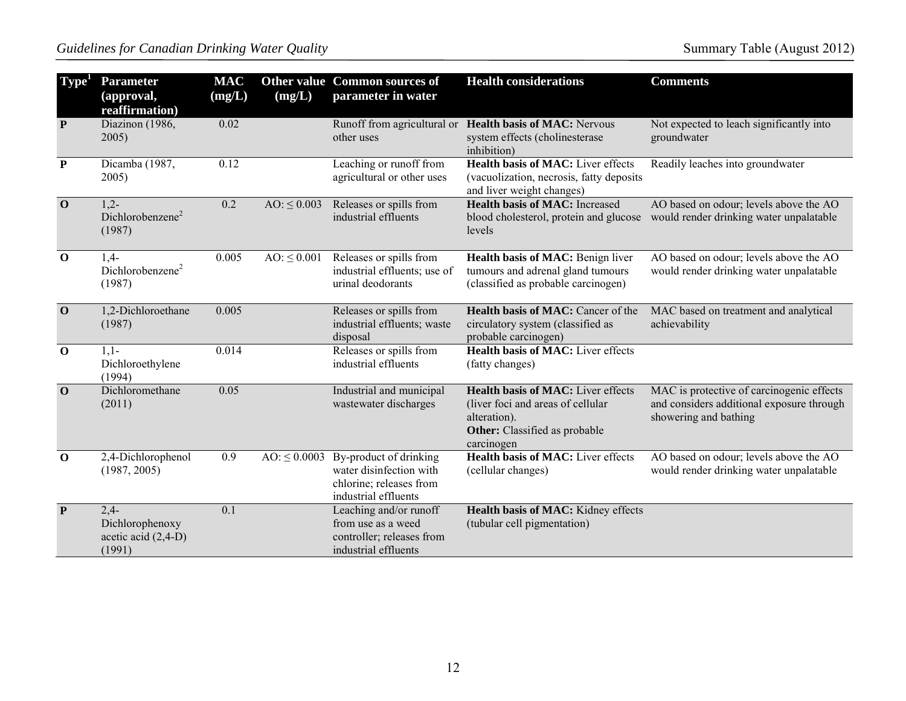| Type[1] | Parameter (approval, reaffirmation) | MAC (mg/L) | Other value (mg/L) | Common sources of parameter in water | Health considerations | Comments |
|---|---|---|---|---|---|---|
| **P** | Diazinon (1986, 2005) | 0.02 | | Runoff from agricultural or other uses | **Health basis of MAC:** Nervous system effects (cholinesterase inhibition) | Not expected to leach significantly into groundwater |
| **P** | Dicamba (1987, 2005) | 0.12 | | Leaching or runoff from agricultural or other uses | **Health basis of MAC:** Liver effects (vacuolization, necrosis, fatty deposits and liver weight changes) | Readily leaches into groundwater |
| **O** | 1,2-Dichlorobenzene[2] (1987) | 0.2 | AO: ≤ 0.003 | Releases or spills from industrial effluents | **Health basis of MAC:** Increased blood cholesterol, protein and glucose levels | AO based on odour; levels above the AO would render drinking water unpalatable |
| **O** | 1,4-Dichlorobenzene[2] (1987) | 0.005 | AO: ≤ 0.001 | Releases or spills from industrial effluents; use of urinal deodorants | **Health basis of MAC:** Benign liver tumours and adrenal gland tumours (classified as probable carcinogen) | AO based on odour; levels above the AO would render drinking water unpalatable |
| **O** | 1,2-Dichloroethane (1987) | 0.005 | | Releases or spills from industrial effluents; waste disposal | **Health basis of MAC:** Cancer of the circulatory system (classified as probable carcinogen) | MAC based on treatment and analytical achievability |
| **O** | 1,1-Dichloroethylene (1994) | 0.014 | | Releases or spills from industrial effluents | **Health basis of MAC:** Liver effects (fatty changes) | |
| **O** | Dichloromethane (2011) | 0.05 | | Industrial and municipal wastewater discharges | **Health basis of MAC:** Liver effects (liver foci and areas of cellular alteration). **Other:** Classified as probable carcinogen | MAC is protective of carcinogenic effects and considers additional exposure through showering and bathing |
| **O** | 2,4-Dichlorophenol (1987, 2005) | 0.9 | AO: ≤ 0.0003 | By-product of drinking water disinfection with chlorine; releases from industrial effluents | **Health basis of MAC:** Liver effects (cellular changes) | AO based on odour; levels above the AO would render drinking water unpalatable |
| **P** | 2,4-Dichlorophenoxy acetic acid (2,4-D) (1991) | 0.1 | | Leaching and/or runoff from use as a weed controller; releases from industrial effluents | **Health basis of MAC:** Kidney effects (tubular cell pigmentation) | |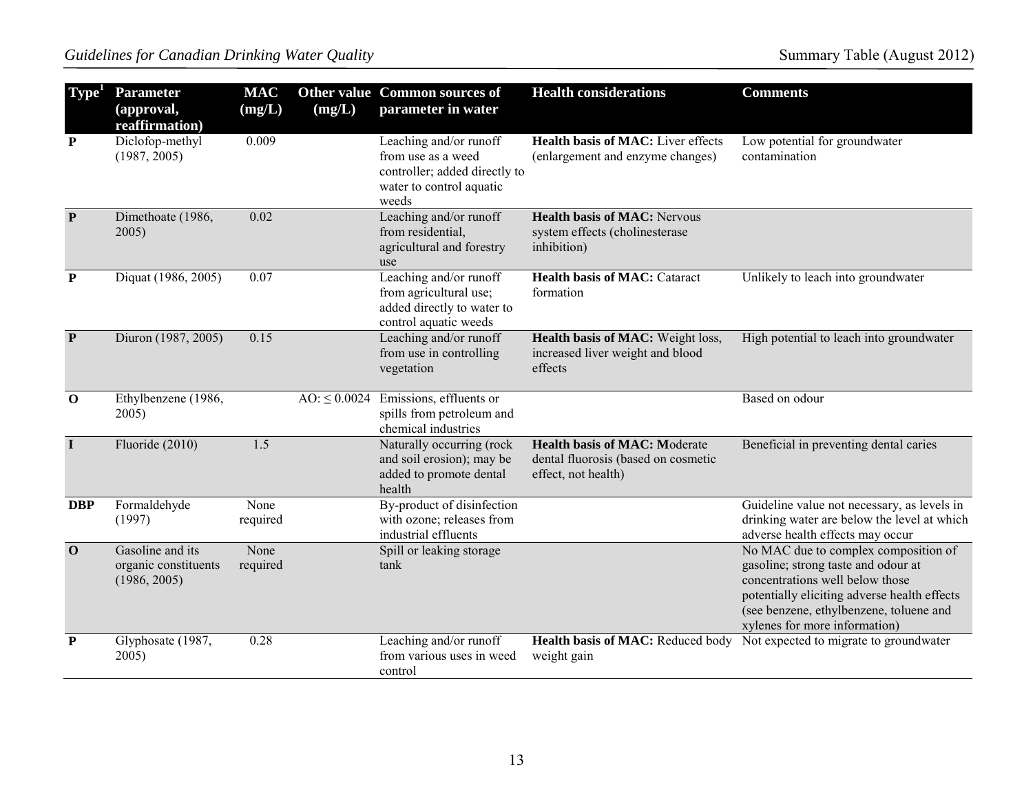| Type[1] | Parameter (approval, reaffirmation) | MAC (mg/L) | Other value (mg/L) | Common sources of parameter in water | Health considerations | Comments |
|---|---|---|---|---|---|---|
| **P** | Diclofop-methyl (1987, 2005) | 0.009 | | Leaching and/or runoff from use as a weed controller; added directly to water to control aquatic weeds | **Health basis of MAC:** Liver effects (enlargement and enzyme changes) | Low potential for groundwater contamination |
| **P** | Dimethoate (1986, 2005) | 0.02 | | Leaching and/or runoff from residential, agricultural and forestry use | **Health basis of MAC:** Nervous system effects (cholinesterase inhibition) | |
| **P** | Diquat (1986, 2005) | 0.07 | | Leaching and/or runoff from agricultural use; added directly to water to control aquatic weeds | **Health basis of MAC:** Cataract formation | Unlikely to leach into groundwater |
| **P** | Diuron (1987, 2005) | 0.15 | | Leaching and/or runoff from use in controlling vegetation | **Health basis of MAC:** Weight loss, increased liver weight and blood effects | High potential to leach into groundwater |
| **O** | Ethylbenzene (1986, 2005) | | AO: ≤ 0.0024 | Emissions, effluents or spills from petroleum and chemical industries | | Based on odour |
| **I** | Fluoride (2010) | 1.5 | | Naturally occurring (rock and soil erosion); may be added to promote dental health | **Health basis of MAC: M**oderate dental fluorosis (based on cosmetic effect, not health) | Beneficial in preventing dental caries |
| **DBP** | Formaldehyde (1997) | None required | | By-product of disinfection with ozone; releases from industrial effluents | | Guideline value not necessary, as levels in drinking water are below the level at which adverse health effects may occur |
| **O** | Gasoline and its organic constituents (1986, 2005) | None required | | Spill or leaking storage tank | | No MAC due to complex composition of gasoline; strong taste and odour at concentrations well below those potentially eliciting adverse health effects (see benzene, ethylbenzene, toluene and xylenes for more information) |
| **P** | Glyphosate (1987, 2005) | 0.28 | | Leaching and/or runoff from various uses in weed control | **Health basis of MAC:** Reduced body weight gain | Not expected to migrate to groundwater |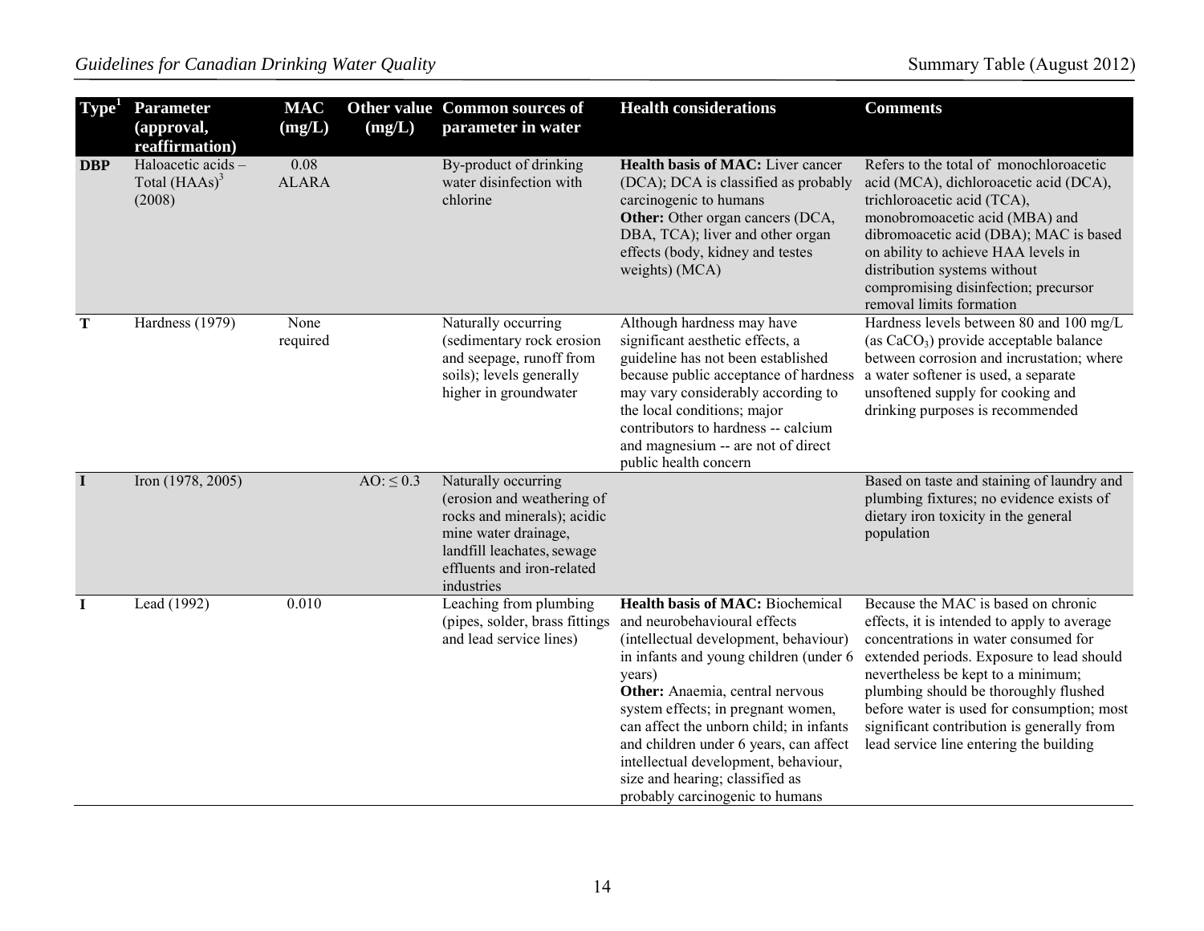| Type[1] | Parameter (approval, reaffirmation) | MAC (mg/L) | Other value (mg/L) | Common sources of parameter in water | Health considerations | Comments |
|---|---|---|---|---|---|---|
| DBP | Haloacetic acids – Total (HAAs)[3] (2008) | 0.08 ALARA | | By-product of drinking water disinfection with chlorine | **Health basis of MAC:** Liver cancer (DCA); DCA is classified as probably carcinogenic to humans **Other:** Other organ cancers (DCA, DBA, TCA); liver and other organ effects (body, kidney and testes weights) (MCA) | Refers to the total of monochloroacetic acid (MCA), dichloroacetic acid (DCA), trichloroacetic acid (TCA), monobromoacetic acid (MBA) and dibromoacetic acid (DBA); MAC is based on ability to achieve HAA levels in distribution systems without compromising disinfection; precursor removal limits formation |
| T | Hardness (1979) | None required | | Naturally occurring (sedimentary rock erosion and seepage, runoff from soils); levels generally higher in groundwater | Although hardness may have significant aesthetic effects, a guideline has not been established because public acceptance of hardness may vary considerably according to the local conditions; major contributors to hardness -- calcium and magnesium -- are not of direct public health concern | Hardness levels between 80 and 100 mg/L (as $CaCO_3$) provide acceptable balance between corrosion and incrustation; where a water softener is used, a separate unsoftened supply for cooking and drinking purposes is recommended |
| I | Iron (1978, 2005) | | AO: ≤ 0.3 | Naturally occurring (erosion and weathering of rocks and minerals); acidic mine water drainage, landfill leachates, sewage effluents and iron-related industries | | Based on taste and staining of laundry and plumbing fixtures; no evidence exists of dietary iron toxicity in the general population |
| I | Lead (1992) | 0.010 | | Leaching from plumbing (pipes, solder, brass fittings and lead service lines) | **Health basis of MAC:** Biochemical and neurobehavioural effects (intellectual development, behaviour) in infants and young children (under 6 years) **Other:** Anaemia, central nervous system effects; in pregnant women, can affect the unborn child; in infants and children under 6 years, can affect intellectual development, behaviour, size and hearing; classified as probably carcinogenic to humans | Because the MAC is based on chronic effects, it is intended to apply to average concentrations in water consumed for extended periods. Exposure to lead should nevertheless be kept to a minimum; plumbing should be thoroughly flushed before water is used for consumption; most significant contribution is generally from lead service line entering the building |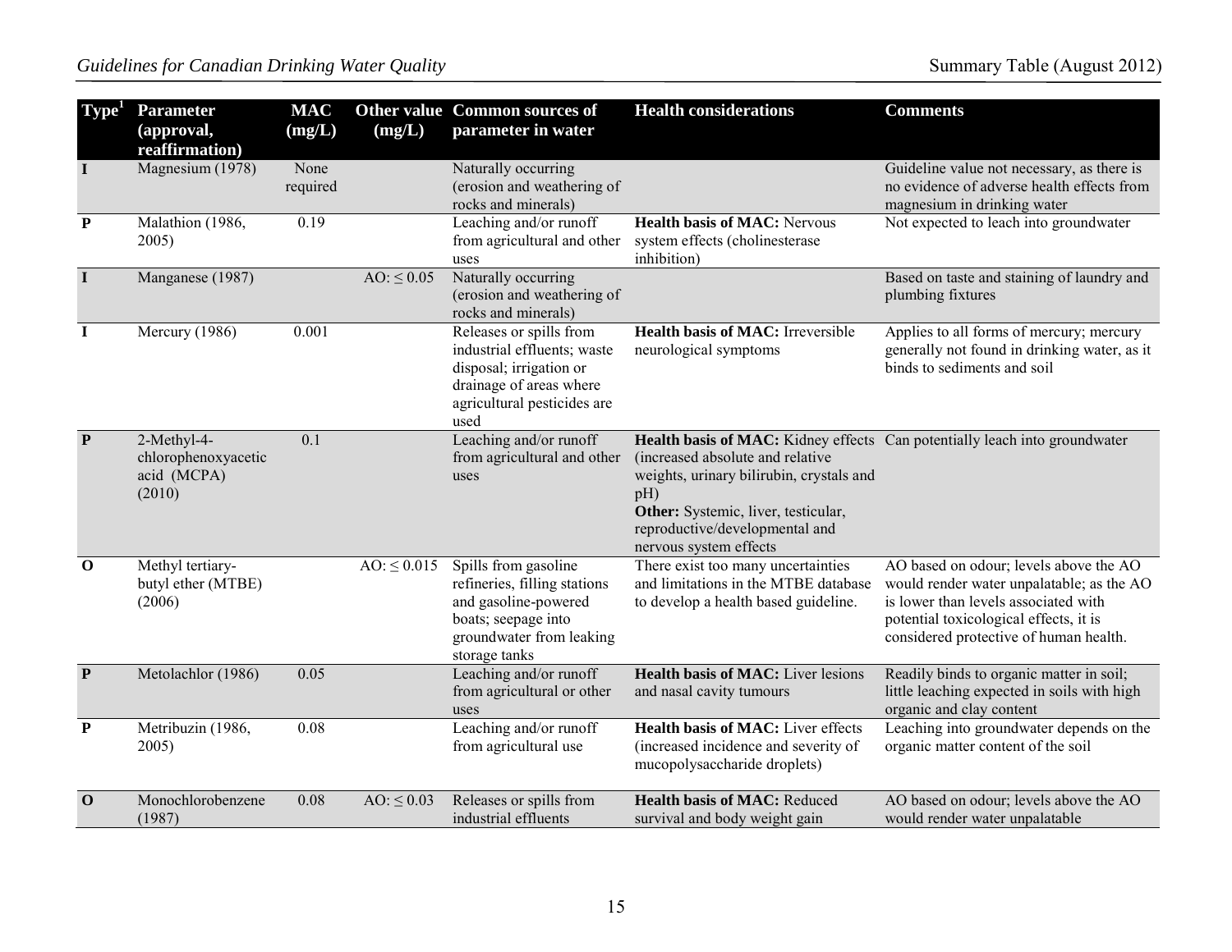| Type[1] | Parameter (approval, reaffirmation) | MAC (mg/L) | Other value (mg/L) | Common sources of parameter in water | Health considerations | Comments |
|---|---|---|---|---|---|---|
| I | Magnesium (1978) | None required | | Naturally occurring (erosion and weathering of rocks and minerals) | | Guideline value not necessary, as there is no evidence of adverse health effects from magnesium in drinking water |
| P | Malathion (1986, 2005) | 0.19 | | Leaching and/or runoff from agricultural and other uses | **Health basis of MAC:** Nervous system effects (cholinesterase inhibition) | Not expected to leach into groundwater |
| I | Manganese (1987) | | AO: ≤ 0.05 | Naturally occurring (erosion and weathering of rocks and minerals) | | Based on taste and staining of laundry and plumbing fixtures |
| I | Mercury (1986) | 0.001 | | Releases or spills from industrial effluents; waste disposal; irrigation or drainage of areas where agricultural pesticides are used | **Health basis of MAC:** Irreversible neurological symptoms | Applies to all forms of mercury; mercury generally not found in drinking water, as it binds to sediments and soil |
| P | 2-Methyl-4-chlorophenoxyacetic acid (MCPA) (2010) | 0.1 | | Leaching and/or runoff from agricultural and other uses | **Health basis of MAC:** Kidney effects (increased absolute and relative weights, urinary bilirubin, crystals and pH) **Other:** Systemic, liver, testicular, reproductive/developmental and nervous system effects | Can potentially leach into groundwater |
| O | Methyl tertiary-butyl ether (MTBE) (2006) | | AO: ≤ 0.015 | Spills from gasoline refineries, filling stations and gasoline-powered boats; seepage into groundwater from leaking storage tanks | There exist too many uncertainties and limitations in the MTBE database to develop a health based guideline. | AO based on odour; levels above the AO would render water unpalatable; as the AO is lower than levels associated with potential toxicological effects, it is considered protective of human health. |
| P | Metolachlor (1986) | 0.05 | | Leaching and/or runoff from agricultural or other uses | **Health basis of MAC:** Liver lesions and nasal cavity tumours | Readily binds to organic matter in soil; little leaching expected in soils with high organic and clay content |
| P | Metribuzin (1986, 2005) | 0.08 | | Leaching and/or runoff from agricultural use | **Health basis of MAC:** Liver effects (increased incidence and severity of mucopolysaccharide droplets) | Leaching into groundwater depends on the organic matter content of the soil |
| O | Monochlorobenzene (1987) | 0.08 | AO: ≤ 0.03 | Releases or spills from industrial effluents | **Health basis of MAC:** Reduced survival and body weight gain | AO based on odour; levels above the AO would render water unpalatable |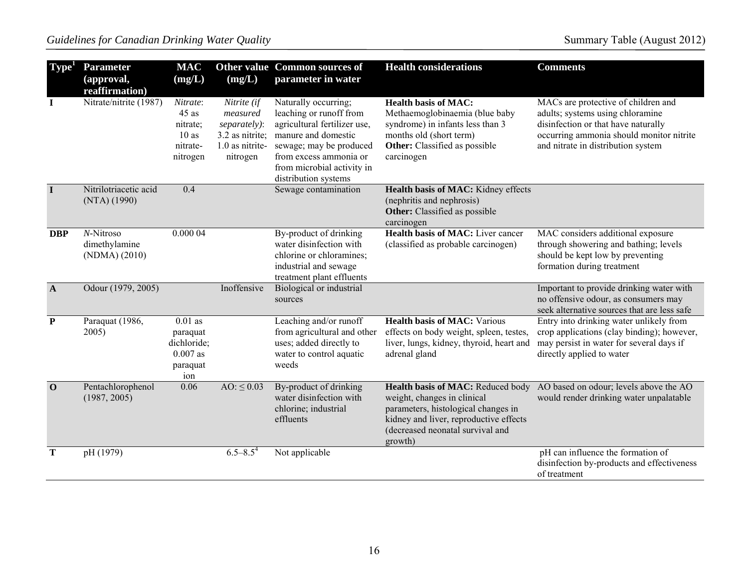| Type[1] | Parameter (approval, reaffirmation) | MAC (mg/L) | Other value (mg/L) | Common sources of parameter in water | Health considerations | Comments |
|---|---|---|---|---|---|---|
| I | Nitrate/nitrite (1987) | *Nitrate*: 45 as nitrate; 10 as nitrate-nitrogen | *Nitrite (if measured separately)*: 3.2 as nitrite; 1.0 as nitrite-nitrogen | Naturally occurring; leaching or runoff from agricultural fertilizer use, manure and domestic sewage; may be produced from excess ammonia or from microbial activity in distribution systems | **Health basis of MAC:** Methaemoglobinaemia (blue baby syndrome) in infants less than 3 months old (short term) **Other:** Classified as possible carcinogen | MACs are protective of children and adults; systems using chloramine disinfection or that have naturally occurring ammonia should monitor nitrite and nitrate in distribution system |
| I | Nitrilotriacetic acid (NTA) (1990) | 0.4 | | Sewage contamination | **Health basis of MAC:** Kidney effects (nephritis and nephrosis) **Other:** Classified as possible carcinogen | |
| DBP | *N*-Nitroso dimethylamine (NDMA) (2010) | 0.000 04 | | By-product of drinking water disinfection with chlorine or chloramines; industrial and sewage treatment plant effluents | **Health basis of MAC:** Liver cancer (classified as probable carcinogen) | MAC considers additional exposure through showering and bathing; levels should be kept low by preventing formation during treatment |
| A | Odour (1979, 2005) | | Inoffensive | Biological or industrial sources | | Important to provide drinking water with no offensive odour, as consumers may seek alternative sources that are less safe |
| P | Paraquat (1986, 2005) | 0.01 as paraquat dichloride; 0.007 as paraquat ion | | Leaching and/or runoff from agricultural and other uses; added directly to water to control aquatic weeds | **Health basis of MAC:** Various effects on body weight, spleen, testes, liver, lungs, kidney, thyroid, heart and adrenal gland | Entry into drinking water unlikely from crop applications (clay binding); however, may persist in water for several days if directly applied to water |
| O | Pentachlorophenol (1987, 2005) | 0.06 | AO: ≤ 0.03 | By-product of drinking water disinfection with chlorine; industrial effluents | **Health basis of MAC:** Reduced body weight, changes in clinical parameters, histological changes in kidney and liver, reproductive effects (decreased neonatal survival and growth) | AO based on odour; levels above the AO would render drinking water unpalatable |
| T | pH (1979) | | 6.5–8.5[4] | Not applicable | | pH can influence the formation of disinfection by-products and effectiveness of treatment |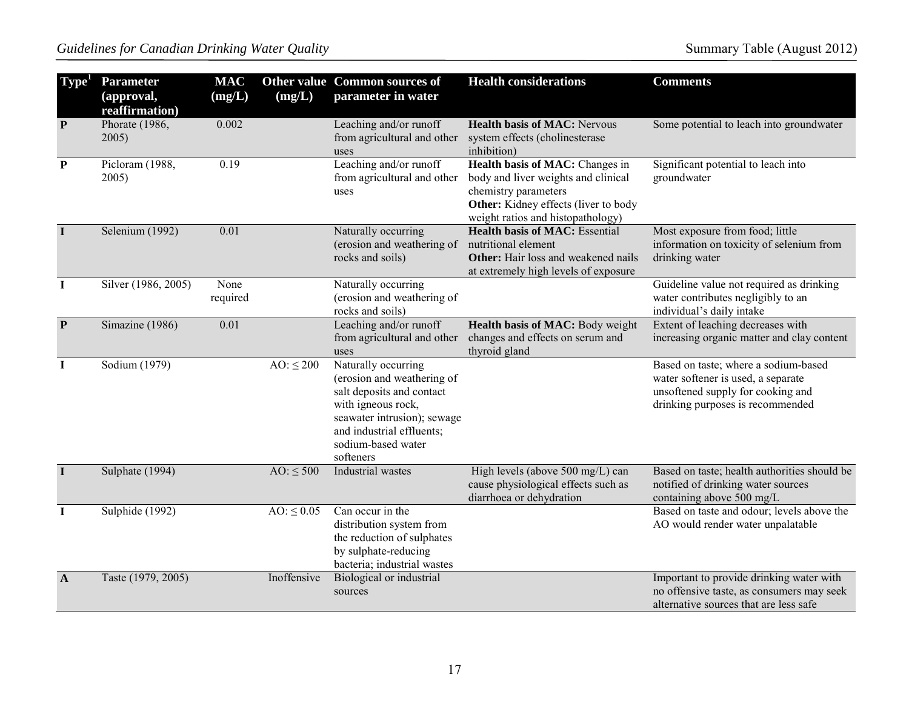| Type[1] | Parameter (approval, reaffirmation) | MAC (mg/L) | Other value (mg/L) | Common sources of parameter in water | Health considerations | Comments |
|---|---|---|---|---|---|---|
| **P** | Phorate (1986, 2005) | 0.002 | | Leaching and/or runoff from agricultural and other uses | **Health basis of MAC:** Nervous system effects (cholinesterase inhibition) | Some potential to leach into groundwater |
| **P** | Picloram (1988, 2005) | 0.19 | | Leaching and/or runoff from agricultural and other uses | **Health basis of MAC:** Changes in body and liver weights and clinical chemistry parameters **Other:** Kidney effects (liver to body weight ratios and histopathology) | Significant potential to leach into groundwater |
| **I** | Selenium (1992) | 0.01 | | Naturally occurring (erosion and weathering of rocks and soils) | **Health basis of MAC:** Essential nutritional element **Other:** Hair loss and weakened nails at extremely high levels of exposure | Most exposure from food; little information on toxicity of selenium from drinking water |
| **I** | Silver (1986, 2005) | None required | | Naturally occurring (erosion and weathering of rocks and soils) | | Guideline value not required as drinking water contributes negligibly to an individual's daily intake |
| **P** | Simazine (1986) | 0.01 | | Leaching and/or runoff from agricultural and other uses | **Health basis of MAC:** Body weight changes and effects on serum and thyroid gland | Extent of leaching decreases with increasing organic matter and clay content |
| **I** | Sodium (1979) | | AO: ≤ 200 | Naturally occurring (erosion and weathering of salt deposits and contact with igneous rock, seawater intrusion); sewage and industrial effluents; sodium-based water softeners | | Based on taste; where a sodium-based water softener is used, a separate unsoftened supply for cooking and drinking purposes is recommended |
| **I** | Sulphate (1994) | | AO: ≤ 500 | Industrial wastes | High levels (above 500 mg/L) can cause physiological effects such as diarrhoea or dehydration | Based on taste; health authorities should be notified of drinking water sources containing above 500 mg/L |
| **I** | Sulphide (1992) | | AO: ≤ 0.05 | Can occur in the distribution system from the reduction of sulphates by sulphate-reducing bacteria; industrial wastes | | Based on taste and odour; levels above the AO would render water unpalatable |
| **A** | Taste (1979, 2005) | | Inoffensive | Biological or industrial sources | | Important to provide drinking water with no offensive taste, as consumers may seek alternative sources that are less safe |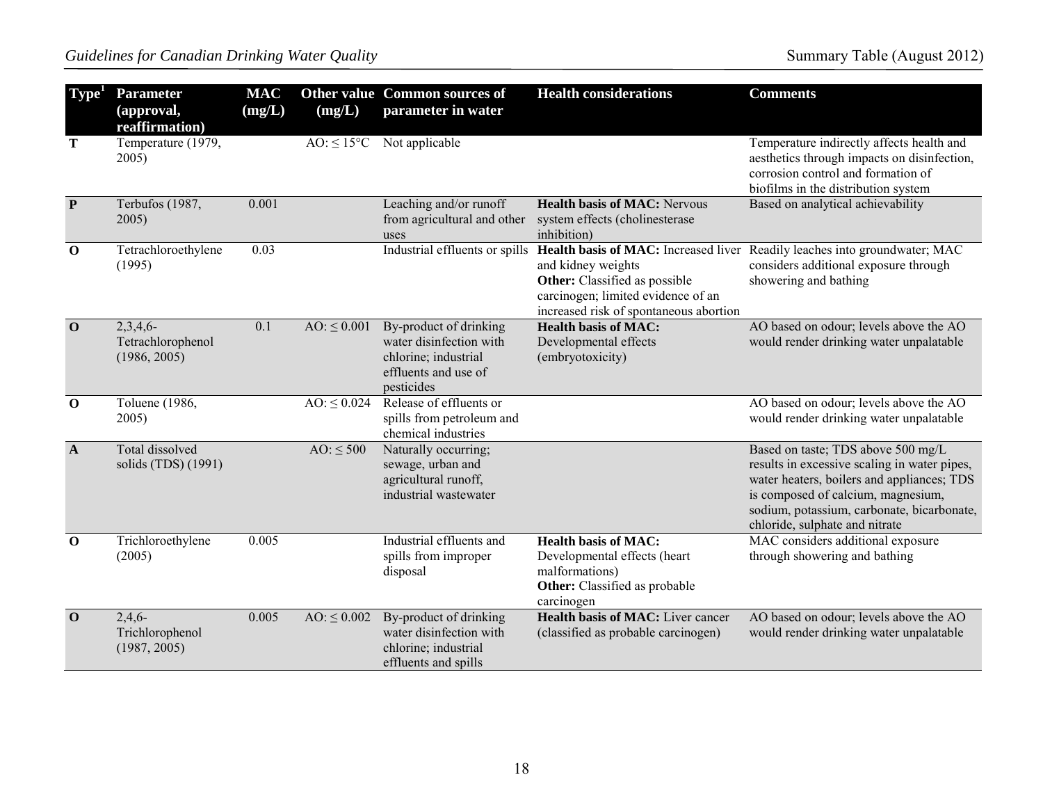| Type[1] | Parameter (approval, reaffirmation) | MAC (mg/L) | Other value (mg/L) | Common sources of parameter in water | Health considerations | Comments |
|---|---|---|---|---|---|---|
| **T** | Temperature (1979, 2005) | | AO: ≤ 15°C | Not applicable | | Temperature indirectly affects health and aesthetics through impacts on disinfection, corrosion control and formation of biofilms in the distribution system |
| **P** | Terbufos (1987, 2005) | 0.001 | | Leaching and/or runoff from agricultural and other uses | **Health basis of MAC:** Nervous system effects (cholinesterase inhibition) | Based on analytical achievability |
| **O** | Tetrachloroethylene (1995) | 0.03 | | Industrial effluents or spills | **Health basis of MAC:** Increased liver and kidney weights<br>**Other:** Classified as possible carcinogen; limited evidence of an increased risk of spontaneous abortion | Readily leaches into groundwater; MAC considers additional exposure through showering and bathing |
| **O** | 2,3,4,6-Tetrachlorophenol (1986, 2005) | 0.1 | AO: ≤ 0.001 | By-product of drinking water disinfection with chlorine; industrial effluents and use of pesticides | **Health basis of MAC:** Developmental effects (embryotoxicity) | AO based on odour; levels above the AO would render drinking water unpalatable |
| **O** | Toluene (1986, 2005) | | AO: ≤ 0.024 | Release of effluents or spills from petroleum and chemical industries | | AO based on odour; levels above the AO would render drinking water unpalatable |
| **A** | Total dissolved solids (TDS) (1991) | | AO: ≤ 500 | Naturally occurring; sewage, urban and agricultural runoff, industrial wastewater | | Based on taste; TDS above 500 mg/L results in excessive scaling in water pipes, water heaters, boilers and appliances; TDS is composed of calcium, magnesium, sodium, potassium, carbonate, bicarbonate, chloride, sulphate and nitrate |
| **O** | Trichloroethylene (2005) | 0.005 | | Industrial effluents and spills from improper disposal | **Health basis of MAC:** Developmental effects (heart malformations)<br>**Other:** Classified as probable carcinogen | MAC considers additional exposure through showering and bathing |
| **O** | 2,4,6-Trichlorophenol (1987, 2005) | 0.005 | AO: ≤ 0.002 | By-product of drinking water disinfection with chlorine; industrial effluents and spills | **Health basis of MAC:** Liver cancer (classified as probable carcinogen) | AO based on odour; levels above the AO would render drinking water unpalatable |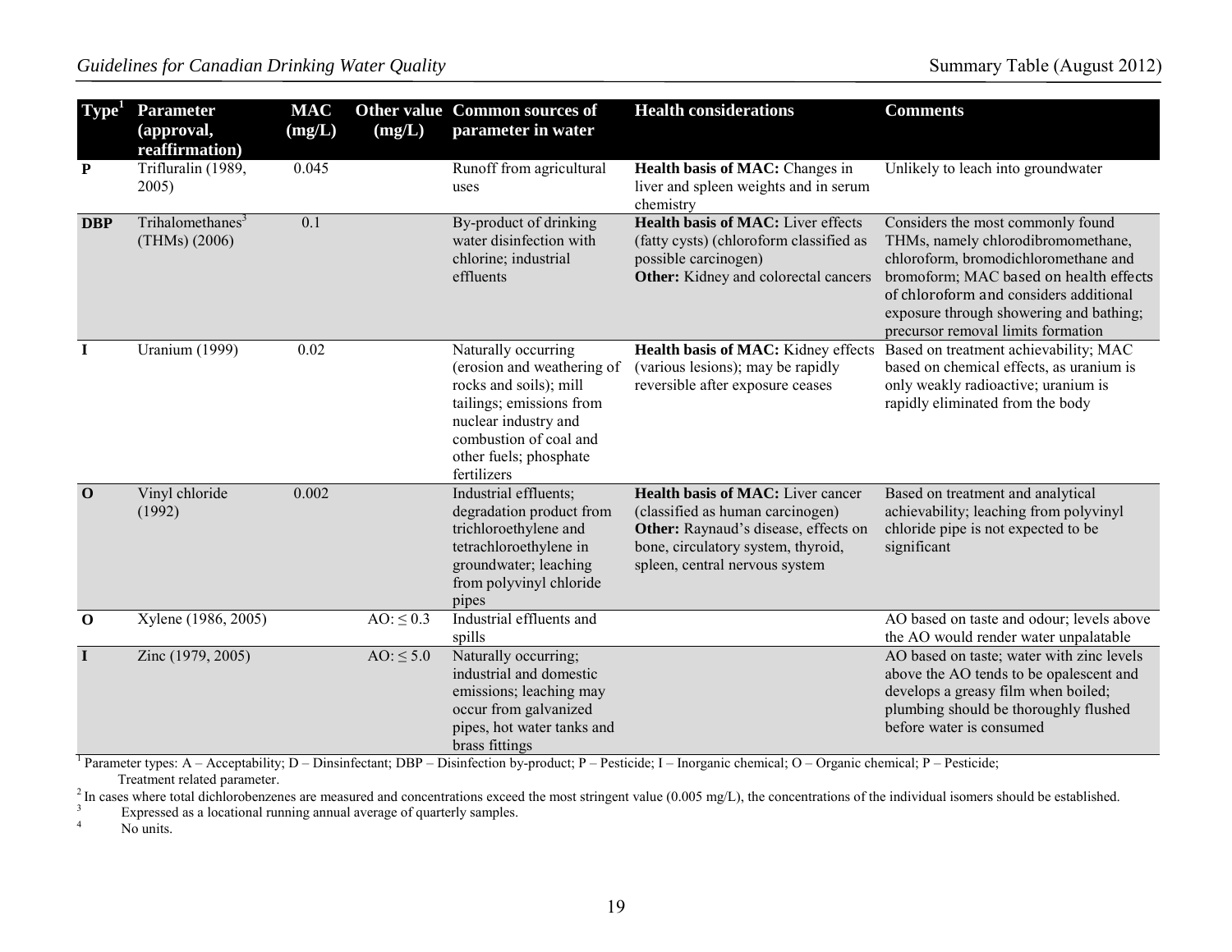| Type[1] | Parameter (approval, reaffirmation) | MAC (mg/L) | Other value (mg/L) | Common sources of parameter in water | Health considerations | Comments |
|---|---|---|---|---|---|---|
| P | Trifluralin (1989, 2005) | 0.045 | | Runoff from agricultural uses | **Health basis of MAC:** Changes in liver and spleen weights and in serum chemistry | Unlikely to leach into groundwater |
| DBP | Trihalomethanes[3] (THMs) (2006) | 0.1 | | By-product of drinking water disinfection with chlorine; industrial effluents | **Health basis of MAC:** Liver effects (fatty cysts) (chloroform classified as possible carcinogen) **Other:** Kidney and colorectal cancers | Considers the most commonly found THMs, namely chlorodibromomethane, chloroform, bromodichloromethane and bromoform; MAC based on health effects of chloroform and considers additional exposure through showering and bathing; precursor removal limits formation |
| I | Uranium (1999) | 0.02 | | Naturally occurring (erosion and weathering of rocks and soils); mill tailings; emissions from nuclear industry and combustion of coal and other fuels; phosphate fertilizers | **Health basis of MAC:** Kidney effects (various lesions); may be rapidly reversible after exposure ceases | Based on treatment achievability; MAC based on chemical effects, as uranium is only weakly radioactive; uranium is rapidly eliminated from the body |
| O | Vinyl chloride (1992) | 0.002 | | Industrial effluents; degradation product from trichloroethylene and tetrachloroethylene in groundwater; leaching from polyvinyl chloride pipes | **Health basis of MAC:** Liver cancer (classified as human carcinogen) **Other:** Raynaud's disease, effects on bone, circulatory system, thyroid, spleen, central nervous system | Based on treatment and analytical achievability; leaching from polyvinyl chloride pipe is not expected to be significant |
| O | Xylene (1986, 2005) | | AO: $\leq 0.3$ | Industrial effluents and spills | | AO based on taste and odour; levels above the AO would render water unpalatable |
| I | Zinc (1979, 2005) | | AO: $\leq 5.0$ | Naturally occurring; industrial and domestic emissions; leaching may occur from galvanized pipes, hot water tanks and brass fittings | | AO based on taste; water with zinc levels above the AO tends to be opalescent and develops a greasy film when boiled; plumbing should be thoroughly flushed before water is consumed |

[1] Parameter types: A – Acceptability; D – Dinsinfectant; DBP – Disinfection by-product; P – Pesticide; I – Inorganic chemical; O – Organic chemical; P – Pesticide; Treatment related parameter.

[2] In cases where total dichlorobenzenes are measured and concentrations exceed the most stringent value (0.005 mg/L), the concentrations of the individual isomers should be established.

[3] Expressed as a locational running annual average of quarterly samples.

[4] No units.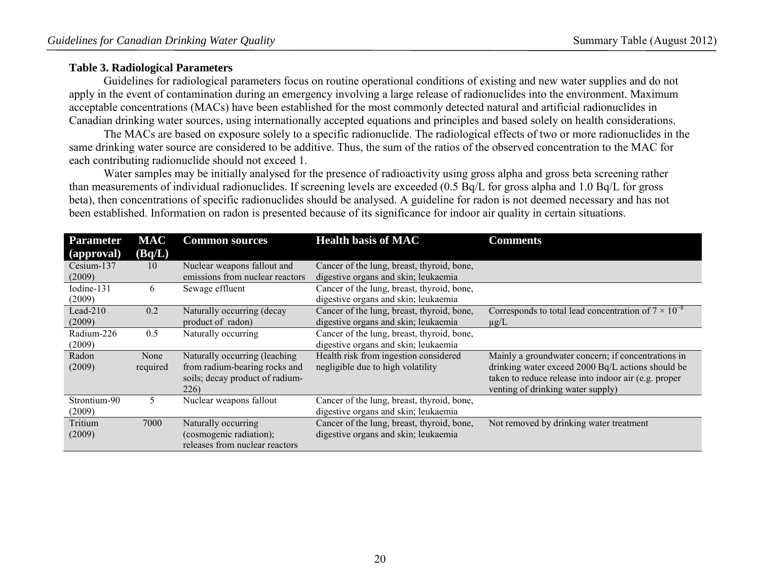### Table 3. Radiological Parameters

Guidelines for radiological parameters focus on routine operational conditions of existing and new water supplies and do not apply in the event of contamination during an emergency involving a large release of radionuclides into the environment. Maximum acceptable concentrations (MACs) have been established for the most commonly detected natural and artificial radionuclides in Canadian drinking water sources, using internationally accepted equations and principles and based solely on health considerations.

The MACs are based on exposure solely to a specific radionuclide. The radiological effects of two or more radionuclides in the same drinking water source are considered to be additive. Thus, the sum of the ratios of the observed concentration to the MAC for each contributing radionuclide should not exceed 1.

Water samples may be initially analysed for the presence of radioactivity using gross alpha and gross beta screening rather than measurements of individual radionuclides. If screening levels are exceeded (0.5 Bq/L for gross alpha and 1.0 Bq/L for gross beta), then concentrations of specific radionuclides should be analysed. A guideline for radon is not deemed necessary and has not been established. Information on radon is presented because of its significance for indoor air quality in certain situations.

| Parameter (approval) | MAC (Bq/L) | Common sources | Health basis of MAC | Comments |
|---|---|---|---|---|
| Cesium-137 (2009) | 10 | Nuclear weapons fallout and emissions from nuclear reactors | Cancer of the lung, breast, thyroid, bone, digestive organs and skin; leukaemia | |
| Iodine-131 (2009) | 6 | Sewage effluent | Cancer of the lung, breast, thyroid, bone, digestive organs and skin; leukaemia | |
| Lead-210 (2009) | 0.2 | Naturally occurring (decay product of radon) | Cancer of the lung, breast, thyroid, bone, digestive organs and skin; leukaemia | Corresponds to total lead concentration of $7 \times 10^{-8}$ µg/L |
| Radium-226 (2009) | 0.5 | Naturally occurring | Cancer of the lung, breast, thyroid, bone, digestive organs and skin; leukaemia | |
| Radon (2009) | None required | Naturally occurring (leaching from radium-bearing rocks and soils; decay product of radium-226) | Health risk from ingestion considered negligible due to high volatility | Mainly a groundwater concern; if concentrations in drinking water exceed 2000 Bq/L actions should be taken to reduce release into indoor air (e.g. proper venting of drinking water supply) |
| Strontium-90 (2009) | 5 | Nuclear weapons fallout | Cancer of the lung, breast, thyroid, bone, digestive organs and skin; leukaemia | |
| Tritium (2009) | 7000 | Naturally occurring (cosmogenic radiation); releases from nuclear reactors | Cancer of the lung, breast, thyroid, bone, digestive organs and skin; leukaemia | Not removed by drinking water treatment |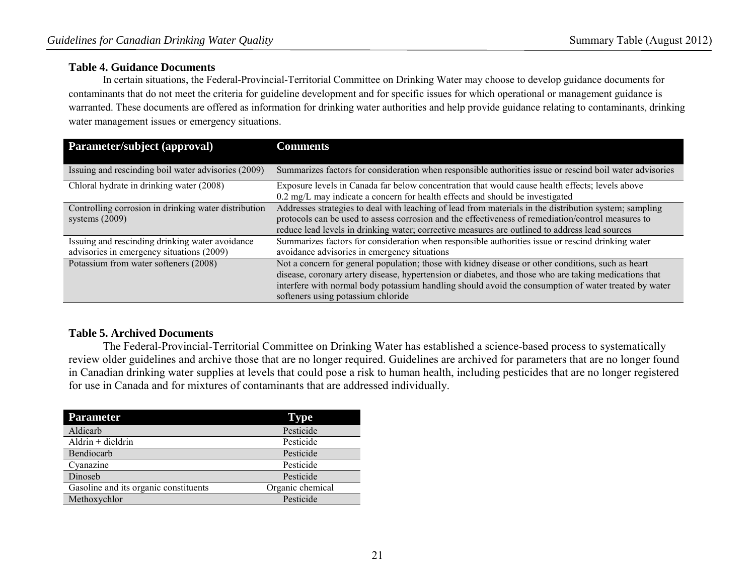### Table 4. Guidance Documents

In certain situations, the Federal-Provincial-Territorial Committee on Drinking Water may choose to develop guidance documents for contaminants that do not meet the criteria for guideline development and for specific issues for which operational or management guidance is warranted. These documents are offered as information for drinking water authorities and help provide guidance relating to contaminants, drinking water management issues or emergency situations.

| Parameter/subject (approval) | Comments |
|---|---|
| Issuing and rescinding boil water advisories (2009) | Summarizes factors for consideration when responsible authorities issue or rescind boil water advisories |
| Chloral hydrate in drinking water (2008) | Exposure levels in Canada far below concentration that would cause health effects; levels above 0.2 mg/L may indicate a concern for health effects and should be investigated |
| Controlling corrosion in drinking water distribution systems (2009) | Addresses strategies to deal with leaching of lead from materials in the distribution system; sampling protocols can be used to assess corrosion and the effectiveness of remediation/control measures to reduce lead levels in drinking water; corrective measures are outlined to address lead sources |
| Issuing and rescinding drinking water avoidance advisories in emergency situations (2009) | Summarizes factors for consideration when responsible authorities issue or rescind drinking water avoidance advisories in emergency situations |
| Potassium from water softeners (2008) | Not a concern for general population; those with kidney disease or other conditions, such as heart disease, coronary artery disease, hypertension or diabetes, and those who are taking medications that interfere with normal body potassium handling should avoid the consumption of water treated by water softeners using potassium chloride |

### Table 5. Archived Documents

The Federal-Provincial-Territorial Committee on Drinking Water has established a science-based process to systematically review older guidelines and archive those that are no longer required. Guidelines are archived for parameters that are no longer found in Canadian drinking water supplies at levels that could pose a risk to human health, including pesticides that are no longer registered for use in Canada and for mixtures of contaminants that are addressed individually.

| Parameter | Type |
|---|---|
| Aldicarb | Pesticide |
| Aldrin + dieldrin | Pesticide |
| Bendiocarb | Pesticide |
| Cyanazine | Pesticide |
| Dinoseb | Pesticide |
| Gasoline and its organic constituents | Organic chemical |
| Methoxychlor | Pesticide |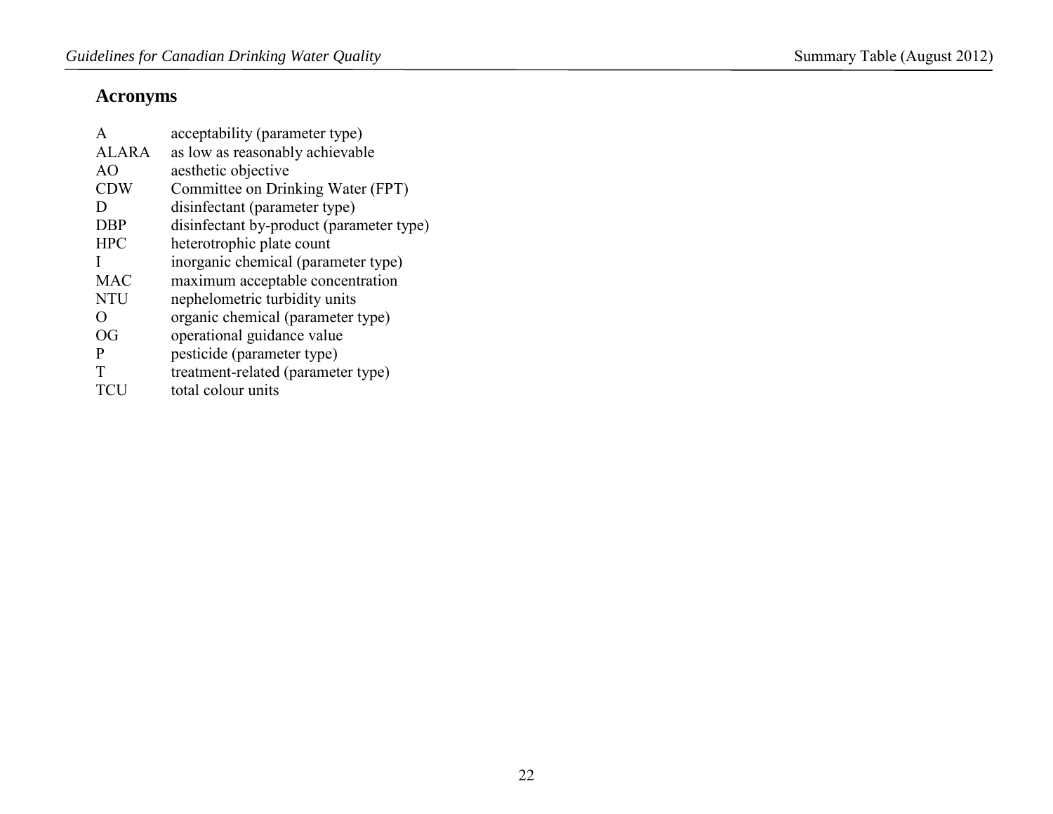## Acronyms

| | |
|---|---|
| A | acceptability (parameter type) |
| ALARA | as low as reasonably achievable |
| AO | aesthetic objective |
| CDW | Committee on Drinking Water (FPT) |
| D | disinfectant (parameter type) |
| DBP | disinfectant by-product (parameter type) |
| HPC | heterotrophic plate count |
| I | inorganic chemical (parameter type) |
| MAC | maximum acceptable concentration |
| NTU | nephelometric turbidity units |
| O | organic chemical (parameter type) |
| OG | operational guidance value |
| P | pesticide (parameter type) |
| T | treatment-related (parameter type) |
| TCU | total colour units |